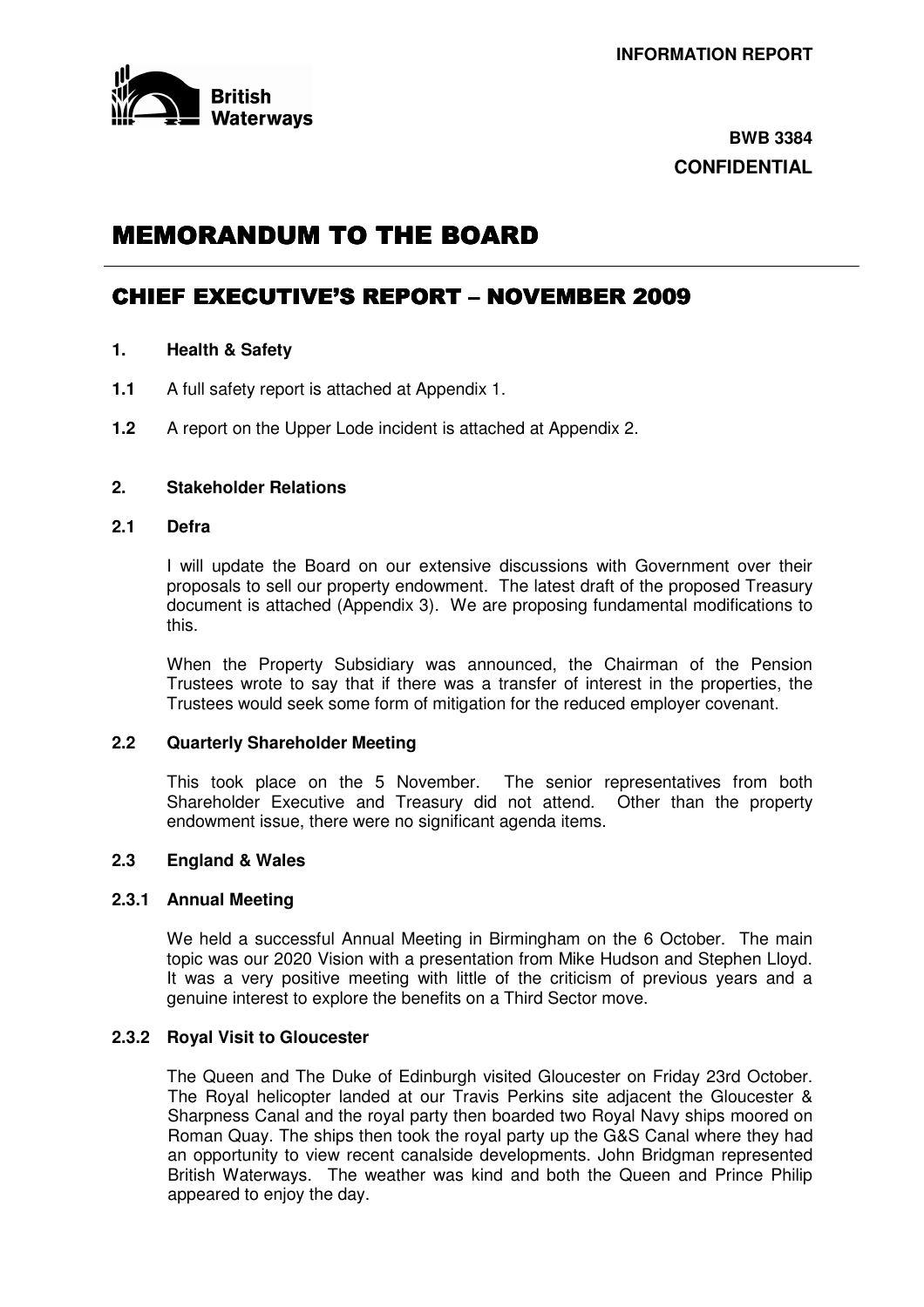**INFORMATION REPORT**

British Waterways

**BWB 3384**
**CONFIDENTIAL**

# MEMORANDUM TO THE BOARD

## CHIEF EXECUTIVE'S REPORT – NOVEMBER 2009

### 1. Health & Safety

**1.1** A full safety report is attached at Appendix 1.

**1.2** A report on the Upper Lode incident is attached at Appendix 2.

### 2. Stakeholder Relations

**2.1 Defra**

I will update the Board on our extensive discussions with Government over their proposals to sell our property endowment. The latest draft of the proposed Treasury document is attached (Appendix 3). We are proposing fundamental modifications to this.

When the Property Subsidiary was announced, the Chairman of the Pension Trustees wrote to say that if there was a transfer of interest in the properties, the Trustees would seek some form of mitigation for the reduced employer covenant.

**2.2 Quarterly Shareholder Meeting**

This took place on the 5 November. The senior representatives from both Shareholder Executive and Treasury did not attend. Other than the property endowment issue, there were no significant agenda items.

**2.3 England & Wales**

**2.3.1 Annual Meeting**

We held a successful Annual Meeting in Birmingham on the 6 October. The main topic was our 2020 Vision with a presentation from Mike Hudson and Stephen Lloyd. It was a very positive meeting with little of the criticism of previous years and a genuine interest to explore the benefits on a Third Sector move.

**2.3.2 Royal Visit to Gloucester**

The Queen and The Duke of Edinburgh visited Gloucester on Friday 23rd October. The Royal helicopter landed at our Travis Perkins site adjacent the Gloucester & Sharpness Canal and the royal party then boarded two Royal Navy ships moored on Roman Quay. The ships then took the royal party up the G&S Canal where they had an opportunity to view recent canalside developments. John Bridgman represented British Waterways. The weather was kind and both the Queen and Prince Philip appeared to enjoy the day.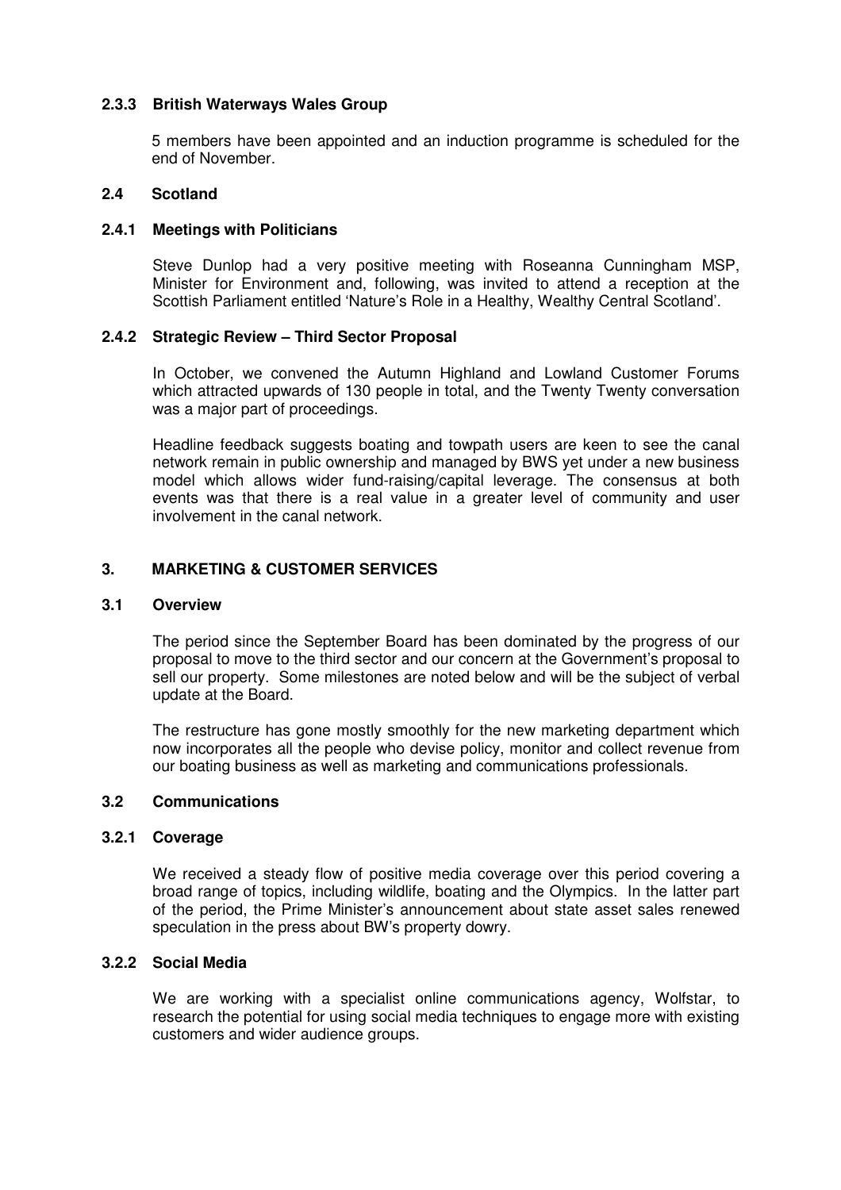#### 2.3.3 British Waterways Wales Group

5 members have been appointed and an induction programme is scheduled for the end of November.

### 2.4 Scotland

#### 2.4.1 Meetings with Politicians

Steve Dunlop had a very positive meeting with Roseanna Cunningham MSP, Minister for Environment and, following, was invited to attend a reception at the Scottish Parliament entitled 'Nature's Role in a Healthy, Wealthy Central Scotland'.

#### 2.4.2 Strategic Review – Third Sector Proposal

In October, we convened the Autumn Highland and Lowland Customer Forums which attracted upwards of 130 people in total, and the Twenty Twenty conversation was a major part of proceedings.

Headline feedback suggests boating and towpath users are keen to see the canal network remain in public ownership and managed by BWS yet under a new business model which allows wider fund-raising/capital leverage. The consensus at both events was that there is a real value in a greater level of community and user involvement in the canal network.

## 3. MARKETING & CUSTOMER SERVICES

### 3.1 Overview

The period since the September Board has been dominated by the progress of our proposal to move to the third sector and our concern at the Government's proposal to sell our property. Some milestones are noted below and will be the subject of verbal update at the Board.

The restructure has gone mostly smoothly for the new marketing department which now incorporates all the people who devise policy, monitor and collect revenue from our boating business as well as marketing and communications professionals.

### 3.2 Communications

#### 3.2.1 Coverage

We received a steady flow of positive media coverage over this period covering a broad range of topics, including wildlife, boating and the Olympics. In the latter part of the period, the Prime Minister's announcement about state asset sales renewed speculation in the press about BW's property dowry.

#### 3.2.2 Social Media

We are working with a specialist online communications agency, Wolfstar, to research the potential for using social media techniques to engage more with existing customers and wider audience groups.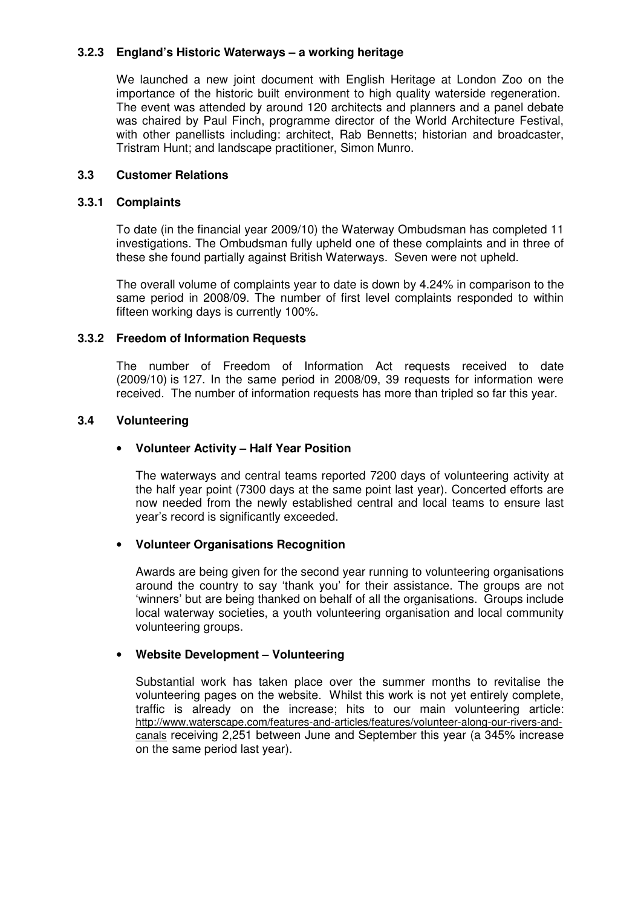### 3.2.3 England's Historic Waterways – a working heritage

We launched a new joint document with English Heritage at London Zoo on the importance of the historic built environment to high quality waterside regeneration. The event was attended by around 120 architects and planners and a panel debate was chaired by Paul Finch, programme director of the World Architecture Festival, with other panellists including: architect, Rab Bennetts; historian and broadcaster, Tristram Hunt; and landscape practitioner, Simon Munro.

## 3.3 Customer Relations

### 3.3.1 Complaints

To date (in the financial year 2009/10) the Waterway Ombudsman has completed 11 investigations. The Ombudsman fully upheld one of these complaints and in three of these she found partially against British Waterways. Seven were not upheld.

The overall volume of complaints year to date is down by 4.24% in comparison to the same period in 2008/09. The number of first level complaints responded to within fifteen working days is currently 100%.

### 3.3.2 Freedom of Information Requests

The number of Freedom of Information Act requests received to date (2009/10) is 127. In the same period in 2008/09, 39 requests for information were received. The number of information requests has more than tripled so far this year.

## 3.4 Volunteering

- **Volunteer Activity – Half Year Position**

  The waterways and central teams reported 7200 days of volunteering activity at the half year point (7300 days at the same point last year). Concerted efforts are now needed from the newly established central and local teams to ensure last year's record is significantly exceeded.

- **Volunteer Organisations Recognition**

  Awards are being given for the second year running to volunteering organisations around the country to say 'thank you' for their assistance. The groups are not 'winners' but are being thanked on behalf of all the organisations. Groups include local waterway societies, a youth volunteering organisation and local community volunteering groups.

- **Website Development – Volunteering**

  Substantial work has taken place over the summer months to revitalise the volunteering pages on the website. Whilst this work is not yet entirely complete, traffic is already on the increase; hits to our main volunteering article: http://www.waterscape.com/features-and-articles/features/volunteer-along-our-rivers-and-canals receiving 2,251 between June and September this year (a 345% increase on the same period last year).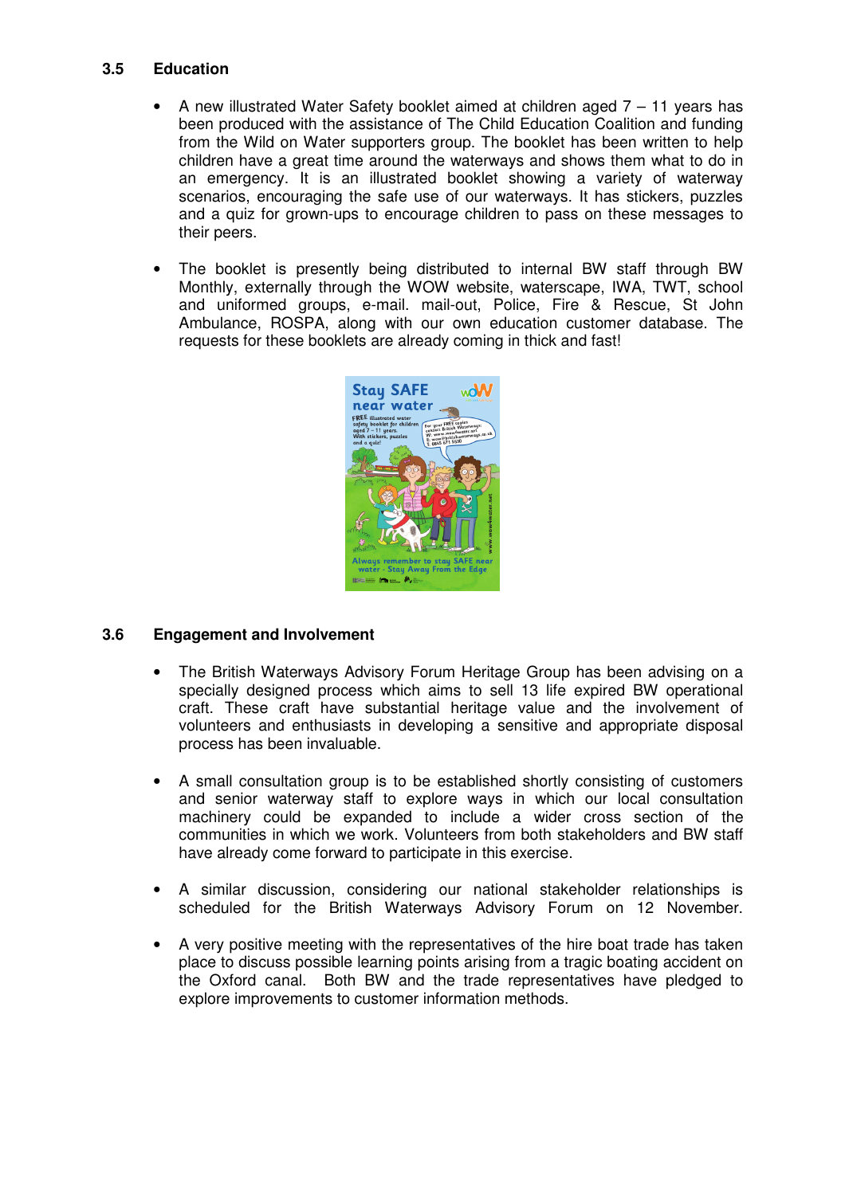### 3.5 Education

- A new illustrated Water Safety booklet aimed at children aged 7 – 11 years has been produced with the assistance of The Child Education Coalition and funding from the Wild on Water supporters group. The booklet has been written to help children have a great time around the waterways and shows them what to do in an emergency. It is an illustrated booklet showing a variety of waterway scenarios, encouraging the safe use of our waterways. It has stickers, puzzles and a quiz for grown-ups to encourage children to pass on these messages to their peers.

- The booklet is presently being distributed to internal BW staff through BW Monthly, externally through the WOW website, waterscape, IWA, TWT, school and uniformed groups, e-mail. mail-out, Police, Fire & Rescue, St John Ambulance, ROSPA, along with our own education customer database. The requests for these booklets are already coming in thick and fast!

### 3.6 Engagement and Involvement

- The British Waterways Advisory Forum Heritage Group has been advising on a specially designed process which aims to sell 13 life expired BW operational craft. These craft have substantial heritage value and the involvement of volunteers and enthusiasts in developing a sensitive and appropriate disposal process has been invaluable.

- A small consultation group is to be established shortly consisting of customers and senior waterway staff to explore ways in which our local consultation machinery could be expanded to include a wider cross section of the communities in which we work. Volunteers from both stakeholders and BW staff have already come forward to participate in this exercise.

- A similar discussion, considering our national stakeholder relationships is scheduled for the British Waterways Advisory Forum on 12 November.

- A very positive meeting with the representatives of the hire boat trade has taken place to discuss possible learning points arising from a tragic boating accident on the Oxford canal. Both BW and the trade representatives have pledged to explore improvements to customer information methods.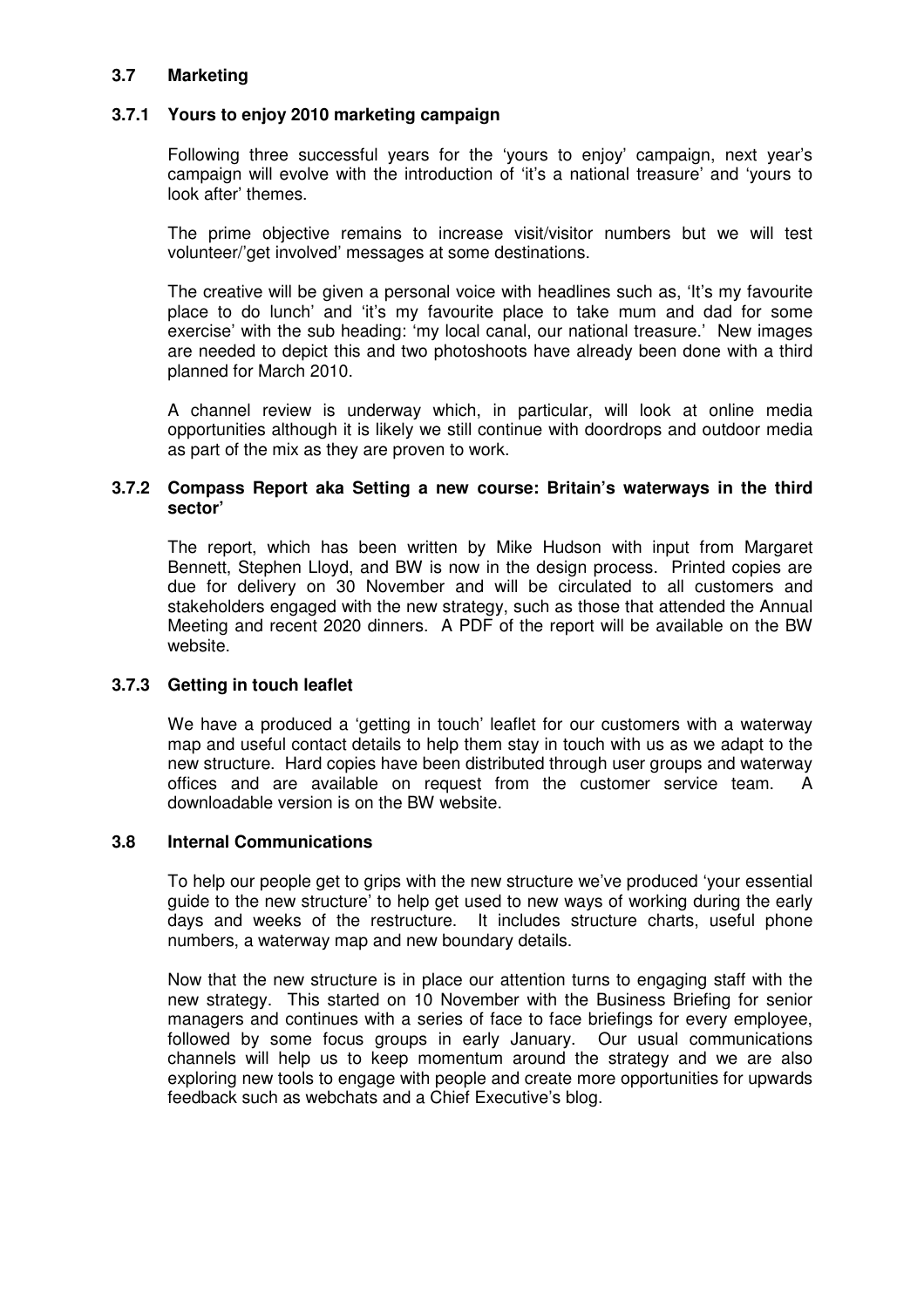## 3.7 Marketing

### 3.7.1 Yours to enjoy 2010 marketing campaign

Following three successful years for the 'yours to enjoy' campaign, next year's campaign will evolve with the introduction of 'it's a national treasure' and 'yours to look after' themes.

The prime objective remains to increase visit/visitor numbers but we will test volunteer/'get involved' messages at some destinations.

The creative will be given a personal voice with headlines such as, 'It's my favourite place to do lunch' and 'it's my favourite place to take mum and dad for some exercise' with the sub heading: 'my local canal, our national treasure.' New images are needed to depict this and two photoshoots have already been done with a third planned for March 2010.

A channel review is underway which, in particular, will look at online media opportunities although it is likely we still continue with doordrops and outdoor media as part of the mix as they are proven to work.

### 3.7.2 Compass Report aka Setting a new course: Britain's waterways in the third sector'

The report, which has been written by Mike Hudson with input from Margaret Bennett, Stephen Lloyd, and BW is now in the design process. Printed copies are due for delivery on 30 November and will be circulated to all customers and stakeholders engaged with the new strategy, such as those that attended the Annual Meeting and recent 2020 dinners. A PDF of the report will be available on the BW website.

### 3.7.3 Getting in touch leaflet

We have a produced a 'getting in touch' leaflet for our customers with a waterway map and useful contact details to help them stay in touch with us as we adapt to the new structure. Hard copies have been distributed through user groups and waterway offices and are available on request from the customer service team. A downloadable version is on the BW website.

## 3.8 Internal Communications

To help our people get to grips with the new structure we've produced 'your essential guide to the new structure' to help get used to new ways of working during the early days and weeks of the restructure. It includes structure charts, useful phone numbers, a waterway map and new boundary details.

Now that the new structure is in place our attention turns to engaging staff with the new strategy. This started on 10 November with the Business Briefing for senior managers and continues with a series of face to face briefings for every employee, followed by some focus groups in early January. Our usual communications channels will help us to keep momentum around the strategy and we are also exploring new tools to engage with people and create more opportunities for upwards feedback such as webchats and a Chief Executive's blog.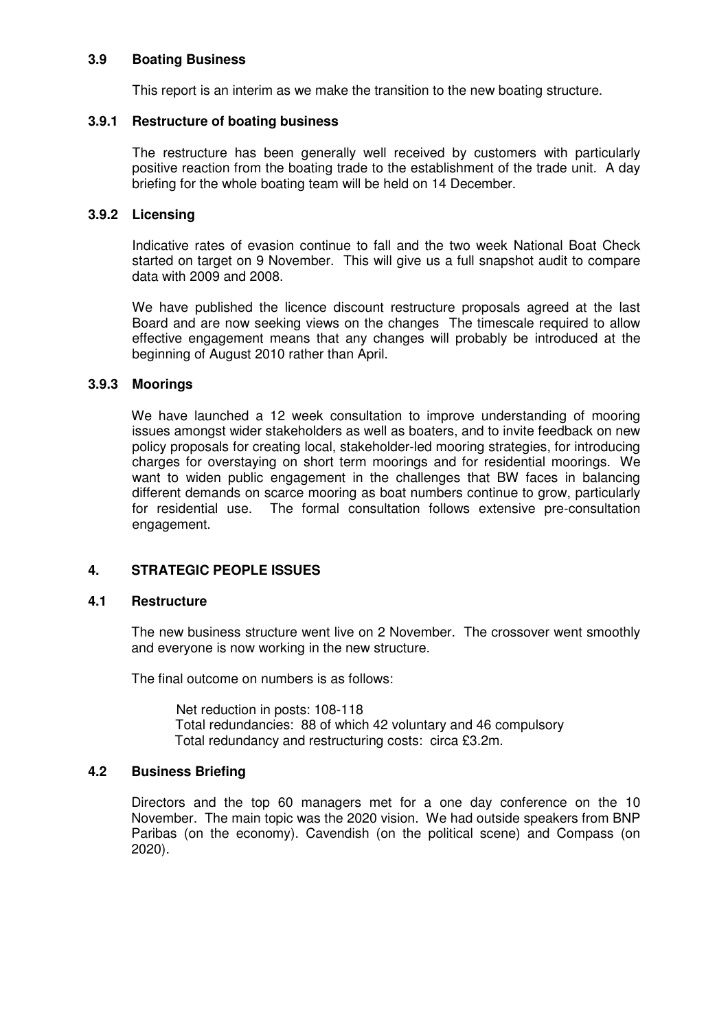### 3.9 Boating Business

This report is an interim as we make the transition to the new boating structure.

#### 3.9.1 Restructure of boating business

The restructure has been generally well received by customers with particularly positive reaction from the boating trade to the establishment of the trade unit. A day briefing for the whole boating team will be held on 14 December.

#### 3.9.2 Licensing

Indicative rates of evasion continue to fall and the two week National Boat Check started on target on 9 November. This will give us a full snapshot audit to compare data with 2009 and 2008.

We have published the licence discount restructure proposals agreed at the last Board and are now seeking views on the changes The timescale required to allow effective engagement means that any changes will probably be introduced at the beginning of August 2010 rather than April.

#### 3.9.3 Moorings

We have launched a 12 week consultation to improve understanding of mooring issues amongst wider stakeholders as well as boaters, and to invite feedback on new policy proposals for creating local, stakeholder-led mooring strategies, for introducing charges for overstaying on short term moorings and for residential moorings. We want to widen public engagement in the challenges that BW faces in balancing different demands on scarce mooring as boat numbers continue to grow, particularly for residential use. The formal consultation follows extensive pre-consultation engagement.

## 4. STRATEGIC PEOPLE ISSUES

### 4.1 Restructure

The new business structure went live on 2 November. The crossover went smoothly and everyone is now working in the new structure.

The final outcome on numbers is as follows:

Net reduction in posts: 108-118
Total redundancies: 88 of which 42 voluntary and 46 compulsory
Total redundancy and restructuring costs: circa £3.2m.

### 4.2 Business Briefing

Directors and the top 60 managers met for a one day conference on the 10 November. The main topic was the 2020 vision. We had outside speakers from BNP Paribas (on the economy). Cavendish (on the political scene) and Compass (on 2020).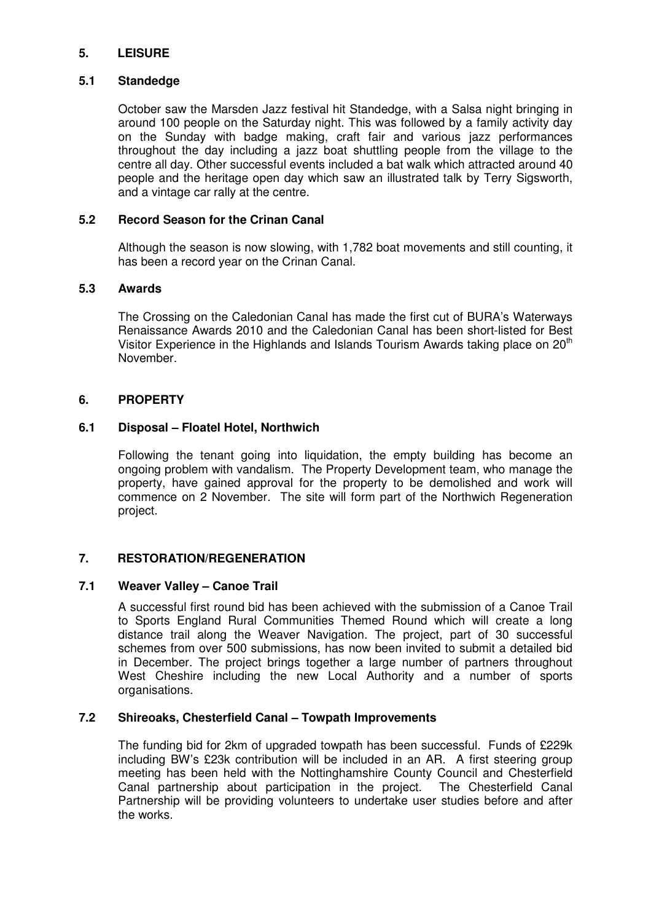## 5. LEISURE

### 5.1 Standedge

October saw the Marsden Jazz festival hit Standedge, with a Salsa night bringing in around 100 people on the Saturday night. This was followed by a family activity day on the Sunday with badge making, craft fair and various jazz performances throughout the day including a jazz boat shuttling people from the village to the centre all day. Other successful events included a bat walk which attracted around 40 people and the heritage open day which saw an illustrated talk by Terry Sigsworth, and a vintage car rally at the centre.

### 5.2 Record Season for the Crinan Canal

Although the season is now slowing, with 1,782 boat movements and still counting, it has been a record year on the Crinan Canal.

### 5.3 Awards

The Crossing on the Caledonian Canal has made the first cut of BURA's Waterways Renaissance Awards 2010 and the Caledonian Canal has been short-listed for Best Visitor Experience in the Highlands and Islands Tourism Awards taking place on 20th November.

## 6. PROPERTY

### 6.1 Disposal – Floatel Hotel, Northwich

Following the tenant going into liquidation, the empty building has become an ongoing problem with vandalism. The Property Development team, who manage the property, have gained approval for the property to be demolished and work will commence on 2 November. The site will form part of the Northwich Regeneration project.

## 7. RESTORATION/REGENERATION

### 7.1 Weaver Valley – Canoe Trail

A successful first round bid has been achieved with the submission of a Canoe Trail to Sports England Rural Communities Themed Round which will create a long distance trail along the Weaver Navigation. The project, part of 30 successful schemes from over 500 submissions, has now been invited to submit a detailed bid in December. The project brings together a large number of partners throughout West Cheshire including the new Local Authority and a number of sports organisations.

### 7.2 Shireoaks, Chesterfield Canal – Towpath Improvements

The funding bid for 2km of upgraded towpath has been successful. Funds of £229k including BW's £23k contribution will be included in an AR. A first steering group meeting has been held with the Nottinghamshire County Council and Chesterfield Canal partnership about participation in the project. The Chesterfield Canal Partnership will be providing volunteers to undertake user studies before and after the works.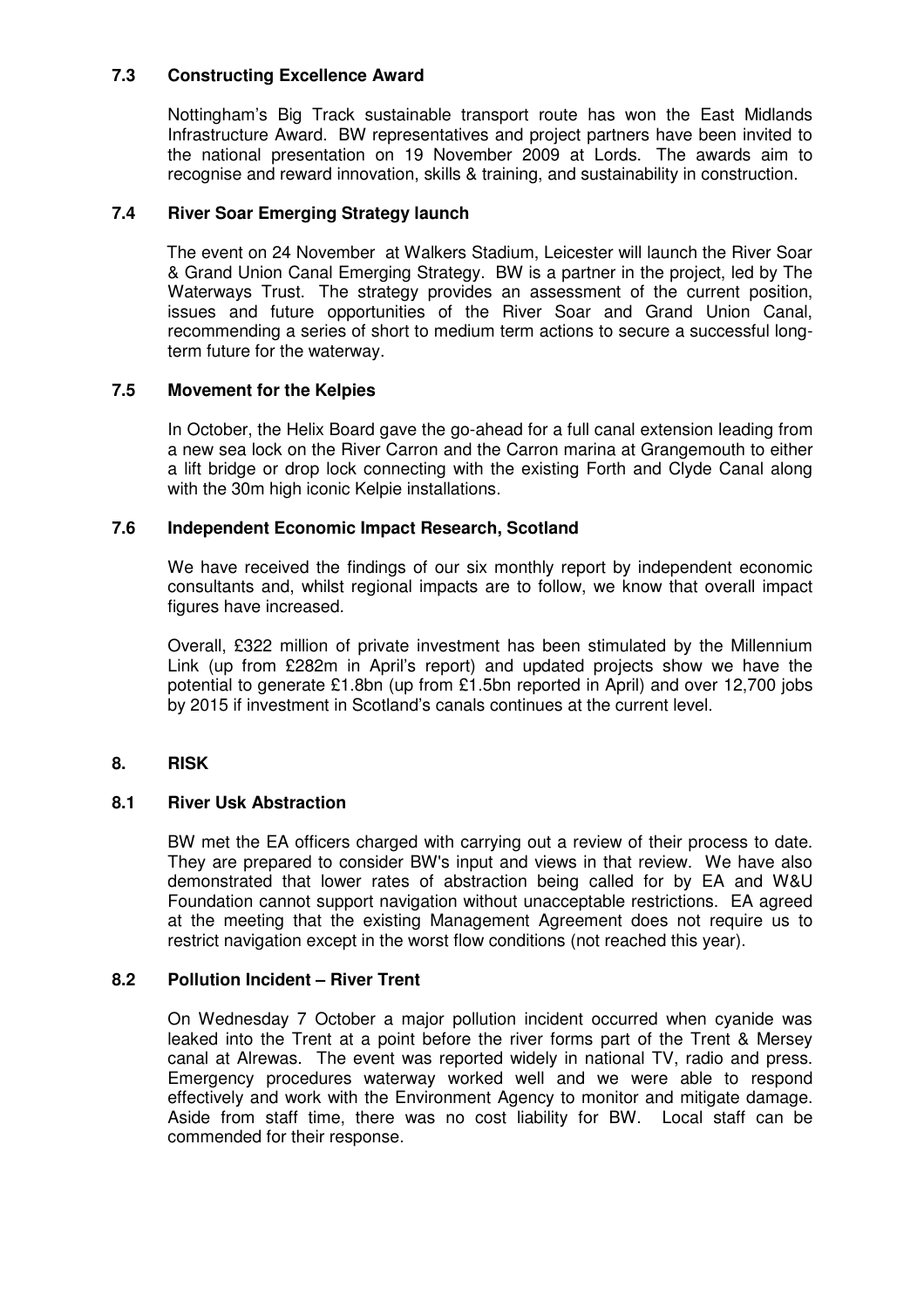### 7.3 Constructing Excellence Award

Nottingham's Big Track sustainable transport route has won the East Midlands Infrastructure Award. BW representatives and project partners have been invited to the national presentation on 19 November 2009 at Lords. The awards aim to recognise and reward innovation, skills & training, and sustainability in construction.

### 7.4 River Soar Emerging Strategy launch

The event on 24 November at Walkers Stadium, Leicester will launch the River Soar & Grand Union Canal Emerging Strategy. BW is a partner in the project, led by The Waterways Trust. The strategy provides an assessment of the current position, issues and future opportunities of the River Soar and Grand Union Canal, recommending a series of short to medium term actions to secure a successful long-term future for the waterway.

### 7.5 Movement for the Kelpies

In October, the Helix Board gave the go-ahead for a full canal extension leading from a new sea lock on the River Carron and the Carron marina at Grangemouth to either a lift bridge or drop lock connecting with the existing Forth and Clyde Canal along with the 30m high iconic Kelpie installations.

### 7.6 Independent Economic Impact Research, Scotland

We have received the findings of our six monthly report by independent economic consultants and, whilst regional impacts are to follow, we know that overall impact figures have increased.

Overall, £322 million of private investment has been stimulated by the Millennium Link (up from £282m in April's report) and updated projects show we have the potential to generate £1.8bn (up from £1.5bn reported in April) and over 12,700 jobs by 2015 if investment in Scotland's canals continues at the current level.

## 8. RISK

### 8.1 River Usk Abstraction

BW met the EA officers charged with carrying out a review of their process to date. They are prepared to consider BW's input and views in that review. We have also demonstrated that lower rates of abstraction being called for by EA and W&U Foundation cannot support navigation without unacceptable restrictions. EA agreed at the meeting that the existing Management Agreement does not require us to restrict navigation except in the worst flow conditions (not reached this year).

### 8.2 Pollution Incident – River Trent

On Wednesday 7 October a major pollution incident occurred when cyanide was leaked into the Trent at a point before the river forms part of the Trent & Mersey canal at Alrewas. The event was reported widely in national TV, radio and press. Emergency procedures waterway worked well and we were able to respond effectively and work with the Environment Agency to monitor and mitigate damage. Aside from staff time, there was no cost liability for BW. Local staff can be commended for their response.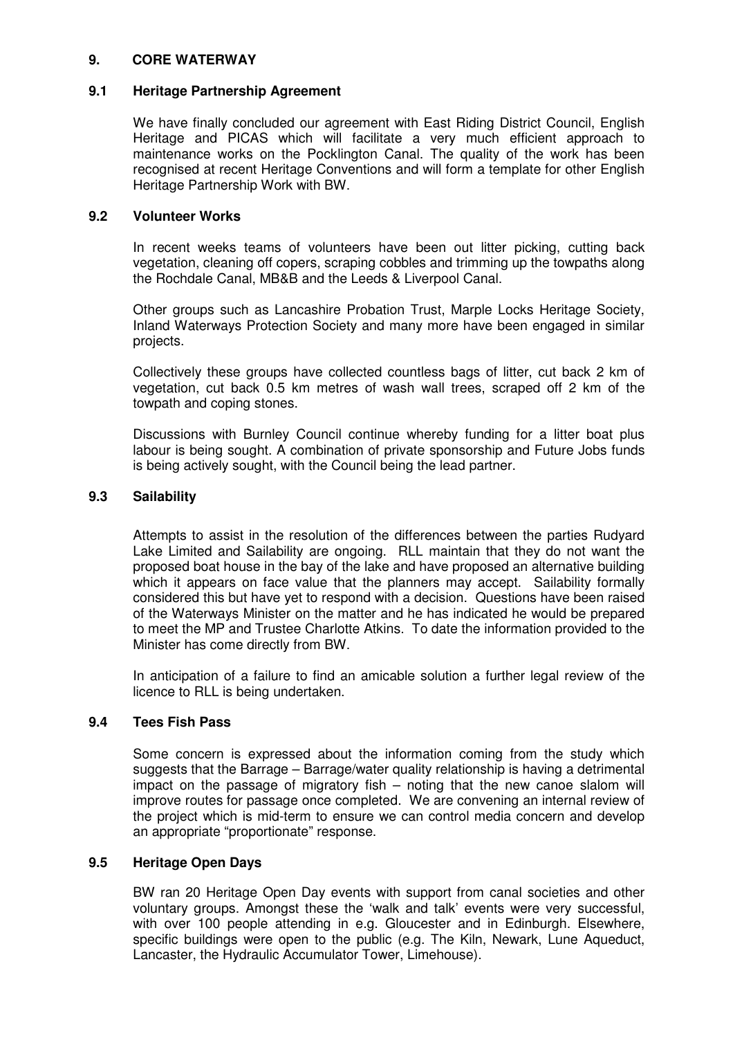## 9. CORE WATERWAY

### 9.1 Heritage Partnership Agreement

We have finally concluded our agreement with East Riding District Council, English Heritage and PICAS which will facilitate a very much efficient approach to maintenance works on the Pocklington Canal. The quality of the work has been recognised at recent Heritage Conventions and will form a template for other English Heritage Partnership Work with BW.

### 9.2 Volunteer Works

In recent weeks teams of volunteers have been out litter picking, cutting back vegetation, cleaning off copers, scraping cobbles and trimming up the towpaths along the Rochdale Canal, MB&B and the Leeds & Liverpool Canal.

Other groups such as Lancashire Probation Trust, Marple Locks Heritage Society, Inland Waterways Protection Society and many more have been engaged in similar projects.

Collectively these groups have collected countless bags of litter, cut back 2 km of vegetation, cut back 0.5 km metres of wash wall trees, scraped off 2 km of the towpath and coping stones.

Discussions with Burnley Council continue whereby funding for a litter boat plus labour is being sought. A combination of private sponsorship and Future Jobs funds is being actively sought, with the Council being the lead partner.

### 9.3 Sailability

Attempts to assist in the resolution of the differences between the parties Rudyard Lake Limited and Sailability are ongoing. RLL maintain that they do not want the proposed boat house in the bay of the lake and have proposed an alternative building which it appears on face value that the planners may accept. Sailability formally considered this but have yet to respond with a decision. Questions have been raised of the Waterways Minister on the matter and he has indicated he would be prepared to meet the MP and Trustee Charlotte Atkins. To date the information provided to the Minister has come directly from BW.

In anticipation of a failure to find an amicable solution a further legal review of the licence to RLL is being undertaken.

### 9.4 Tees Fish Pass

Some concern is expressed about the information coming from the study which suggests that the Barrage – Barrage/water quality relationship is having a detrimental impact on the passage of migratory fish – noting that the new canoe slalom will improve routes for passage once completed. We are convening an internal review of the project which is mid-term to ensure we can control media concern and develop an appropriate "proportionate" response.

### 9.5 Heritage Open Days

BW ran 20 Heritage Open Day events with support from canal societies and other voluntary groups. Amongst these the 'walk and talk' events were very successful, with over 100 people attending in e.g. Gloucester and in Edinburgh. Elsewhere, specific buildings were open to the public (e.g. The Kiln, Newark, Lune Aqueduct, Lancaster, the Hydraulic Accumulator Tower, Limehouse).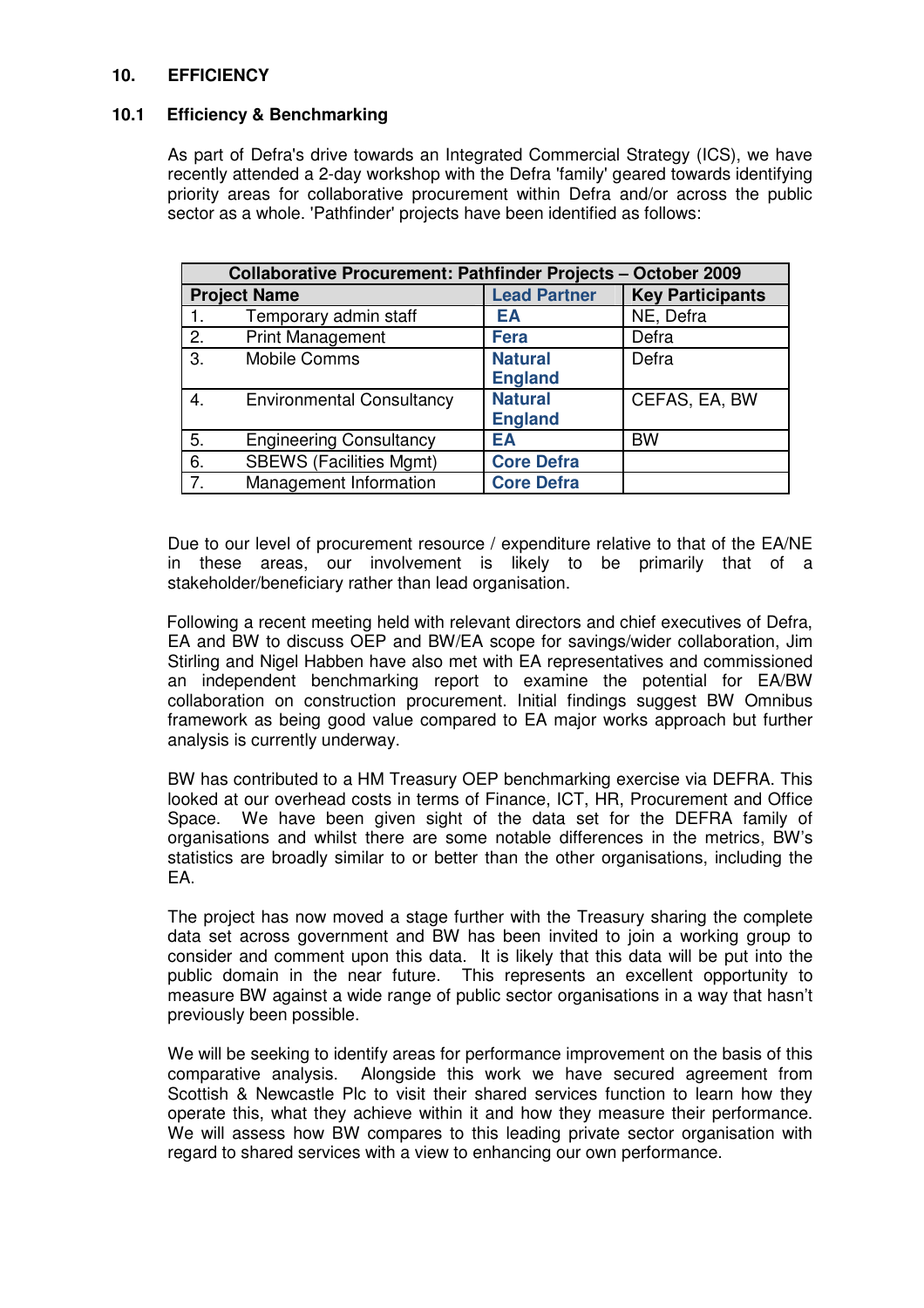## 10. EFFICIENCY

### 10.1 Efficiency & Benchmarking

As part of Defra's drive towards an Integrated Commercial Strategy (ICS), we have recently attended a 2-day workshop with the Defra 'family' geared towards identifying priority areas for collaborative procurement within Defra and/or across the public sector as a whole. 'Pathfinder' projects have been identified as follows:

| Collaborative Procurement: Pathfinder Projects – October 2009 | | |
|---|---|---|
| **Project Name** | **Lead Partner** | **Key Participants** |
| 1. Temporary admin staff | **EA** | NE, Defra |
| 2. Print Management | **Fera** | Defra |
| 3. Mobile Comms | **Natural England** | Defra |
| 4. Environmental Consultancy | **Natural England** | CEFAS, EA, BW |
| 5. Engineering Consultancy | **EA** | BW |
| 6. SBEWS (Facilities Mgmt) | **Core Defra** | |
| 7. Management Information | **Core Defra** | |

Due to our level of procurement resource / expenditure relative to that of the EA/NE in these areas, our involvement is likely to be primarily that of a stakeholder/beneficiary rather than lead organisation.

Following a recent meeting held with relevant directors and chief executives of Defra, EA and BW to discuss OEP and BW/EA scope for savings/wider collaboration, Jim Stirling and Nigel Habben have also met with EA representatives and commissioned an independent benchmarking report to examine the potential for EA/BW collaboration on construction procurement. Initial findings suggest BW Omnibus framework as being good value compared to EA major works approach but further analysis is currently underway.

BW has contributed to a HM Treasury OEP benchmarking exercise via DEFRA. This looked at our overhead costs in terms of Finance, ICT, HR, Procurement and Office Space. We have been given sight of the data set for the DEFRA family of organisations and whilst there are some notable differences in the metrics, BW's statistics are broadly similar to or better than the other organisations, including the EA.

The project has now moved a stage further with the Treasury sharing the complete data set across government and BW has been invited to join a working group to consider and comment upon this data. It is likely that this data will be put into the public domain in the near future. This represents an excellent opportunity to measure BW against a wide range of public sector organisations in a way that hasn't previously been possible.

We will be seeking to identify areas for performance improvement on the basis of this comparative analysis. Alongside this work we have secured agreement from Scottish & Newcastle Plc to visit their shared services function to learn how they operate this, what they achieve within it and how they measure their performance. We will assess how BW compares to this leading private sector organisation with regard to shared services with a view to enhancing our own performance.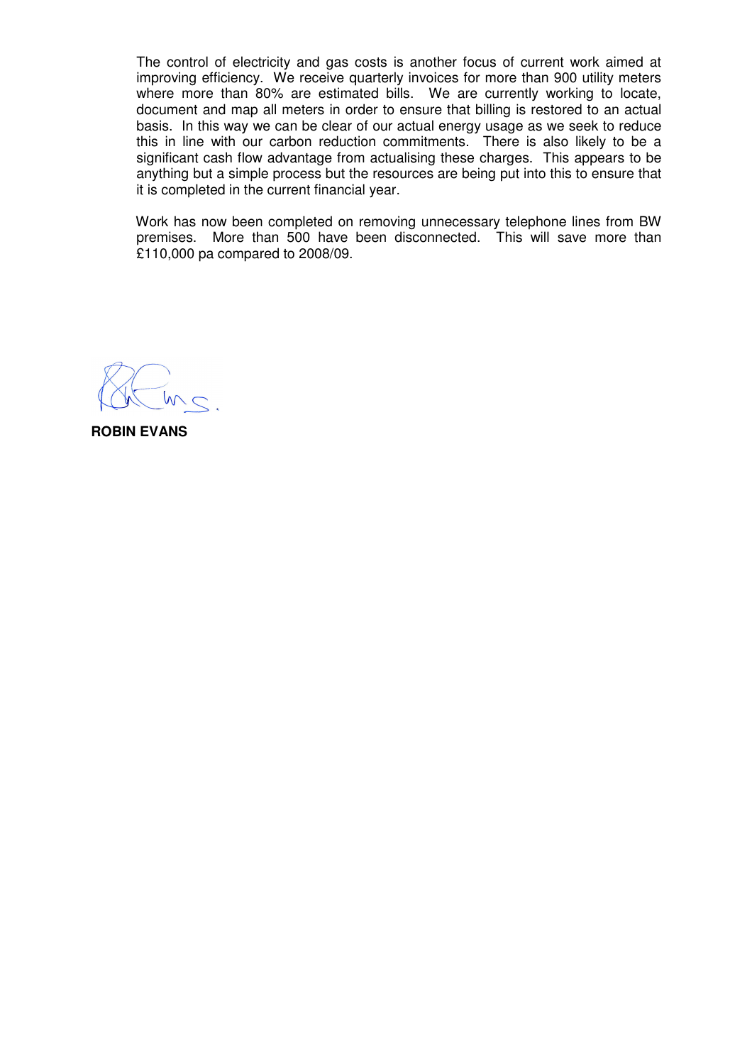The control of electricity and gas costs is another focus of current work aimed at improving efficiency. We receive quarterly invoices for more than 900 utility meters where more than 80% are estimated bills. We are currently working to locate, document and map all meters in order to ensure that billing is restored to an actual basis. In this way we can be clear of our actual energy usage as we seek to reduce this in line with our carbon reduction commitments. There is also likely to be a significant cash flow advantage from actualising these charges. This appears to be anything but a simple process but the resources are being put into this to ensure that it is completed in the current financial year.

Work has now been completed on removing unnecessary telephone lines from BW premises. More than 500 have been disconnected. This will save more than £110,000 pa compared to 2008/09.

**ROBIN EVANS**